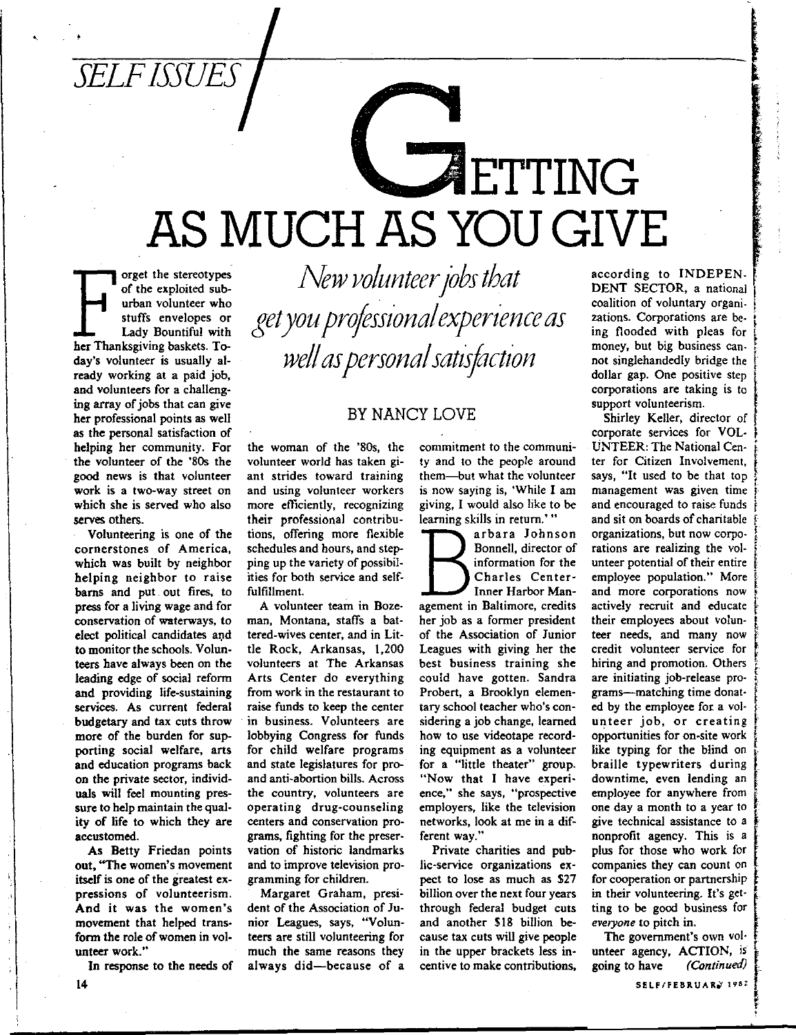*SELF ISSUES*

# GETTING AS MUCH AS YOU GIVE

*New volunteer jobs that get you professional experience as well as personal satisfaction*

BY NANCY LOVE

Forget the stereotypes of the exploited suburban volunteer who stuffs envelopes or Lady Bountiful with her Thanksgiving baskets. Today's volunteer is usually already working at a paid job, and volunteers for a challenging array of jobs that can give her professional points as well as the personal satisfaction of helping her community. For the volunteer of the '80s the good news is that volunteer work is a two-way street on which she is served who also serves others.

Volunteering is one of the cornerstones of America, which was built by neighbor helping neighbor to raise barns and put out fires, to press for a living wage and for conservation of waterways, to elect political candidates and to monitor the schools. Volunteers have always been on the leading edge of social reform and providing life-sustaining services. As current federal budgetary and tax cuts throw more of the burden for supporting social welfare, arts and education programs back on the private sector, individuals will feel mounting pressure to help maintain the quality of life to which they are accustomed.

As Betty Friedan points out, "The women's movement itself is one of the greatest expressions of volunteerism. And it was the women's movement that helped transform the role of women in volunteer work."

In response to the needs of the woman of the '80s, the volunteer world has taken giant strides toward training and using volunteer workers more efficiently, recognizing their professional contributions, offering more flexible schedules and hours, and stepping up the variety of possibilities for both service and self-fulfillment.

A volunteer team in Bozeman, Montana, staffs a battered-wives center, and in Little Rock, Arkansas, 1,200 volunteers at The Arkansas Arts Center do everything from work in the restaurant to raise funds to keep the center in business. Volunteers are lobbying Congress for funds for child welfare programs and state legislatures for pro- and anti-abortion bills. Across the country, volunteers are operating drug-counseling centers and conservation programs, fighting for the preservation of historic landmarks and to improve television programming for children.

Margaret Graham, president of the Association of Junior Leagues, says, "Volunteers are still volunteering for much the same reasons they always did—because of a commitment to the community and to the people around them—but what the volunteer is now saying is, 'While I am giving, I would also like to be learning skills in return.' "

Barbara Johnson Bonnell, director of information for the Charles Center-Inner Harbor Management in Baltimore, credits her job as a former president of the Association of Junior Leagues with giving her the best business training she could have gotten. Sandra Probert, a Brooklyn elementary school teacher who's considering a job change, learned how to use videotape recording equipment as a volunteer for a "little theater" group. "Now that I have experience," she says, "prospective employers, like the television networks, look at me in a different way."

Private charities and public-service organizations expect to lose as much as $27 billion over the next four years through federal budget cuts and another $18 billion because tax cuts will give people in the upper brackets less incentive to make contributions, according to INDEPENDENT SECTOR, a national coalition of voluntary organizations. Corporations are being flooded with pleas for money, but big business cannot singlehandedly bridge the dollar gap. One positive step corporations are taking is to support volunteerism.

Shirley Keller, director of corporate services for VOLUNTEER: The National Center for Citizen Involvement, says, "It used to be that top management was given time and encouraged to raise funds and sit on boards of charitable organizations, but now corporations are realizing the volunteer potential of their entire employee population." More and more corporations now actively recruit and educate their employees about volunteer needs, and many now credit volunteer service for hiring and promotion. Others are initiating job-release programs—matching time donated by the employee for a volunteer job, or creating opportunities for on-site work like typing for the blind on braille typewriters during downtime, even lending an employee for anywhere from one day a month to a year to give technical assistance to a nonprofit agency. This is a plus for those who work for companies they can count on for cooperation or partnership in their volunteering. It's getting to be good business for *everyone* to pitch in.

The government's own volunteer agency, ACTION, is going to have *(Continued)*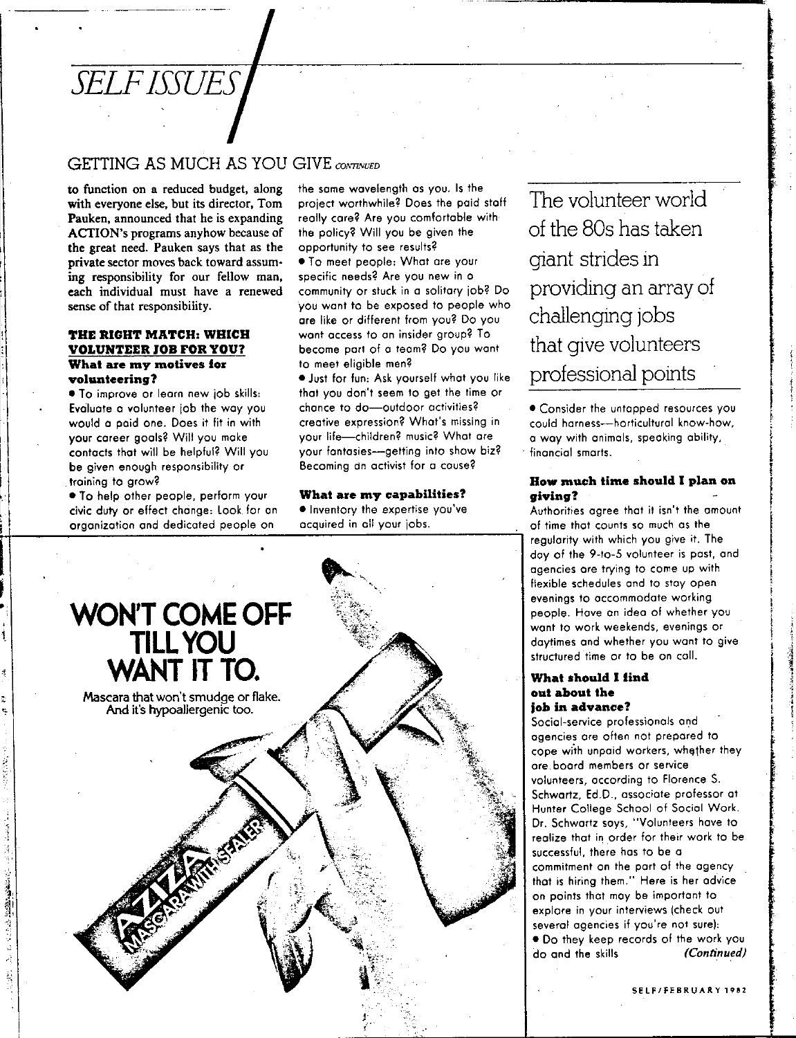# SELF ISSUES

## GETTING AS MUCH AS YOU GIVE *CONTINUED*

to function on a reduced budget, along with everyone else, but its director, Tom Pauken, announced that he is expanding ACTION's programs anyhow because of the great need. Pauken says that as the private sector moves back toward assuming responsibility for our fellow man, each individual must have a renewed sense of that responsibility.

### THE RIGHT MATCH: WHICH VOLUNTEER JOB FOR YOU?

#### What are my motives for volunteering?

- To improve or learn new job skills: Evaluate a volunteer job the way you would a paid one. Does it fit in with your career goals? Will you make contacts that will be helpful? Will you be given enough responsibility or training to grow?
- To help other people, perform your civic duty or effect change: Look for an organization and dedicated people on the same wavelength as you. Is the project worthwhile? Does the paid staff really care? Are you comfortable with the policy? Will you be given the opportunity to see results?
- To meet people: What are your specific needs? Are you new in a community or stuck in a solitary job? Do you want to be exposed to people who are like or different from you? Do you want access to an insider group? To become part of a team? Do you want to meet eligible men?
- Just for fun: Ask yourself what you like that you don't seem to get the time or chance to do—outdoor activities? creative expression? What's missing in your life—children? music? What are your fantasies—getting into show biz? Becoming an activist for a cause?

#### What are my capabilities?

- Inventory the expertise you've acquired in all your jobs.
- Consider the untapped resources you could harness—horticultural know-how, a way with animals, speaking ability, financial smarts.

> The volunteer world of the 80s has taken giant strides in providing an array of challenging jobs that give volunteers professional points

#### How much time should I plan on giving?

Authorities agree that it isn't the amount of time that counts so much as the regularity with which you give it. The day of the 9-to-5 volunteer is past, and agencies are trying to come up with flexible schedules and to stay open evenings to accommodate working people. Have an idea of whether you want to work weekends, evenings or daytimes and whether you want to give structured time or to be on call.

#### What should I find out about the job in advance?

Social-service professionals and agencies are often not prepared to cope with unpaid workers, whether they are board members or service volunteers, according to Florence S. Schwartz, Ed.D., associate professor at Hunter College School of Social Work. Dr. Schwartz says, "Volunteers have to realize that in order for their work to be successful, there has to be a commitment on the part of the agency that is hiring them." Here is her advice on points that may be important to explore in your interviews (check out several agencies if you're not sure):

- Do they keep records of the work you do and the skills *(Continued)*

**WON'T COME OFF TILL YOU WANT IT TO.**

Mascara that won't smudge or flake. And it's hypoallergenic too.

AZIZA MASCARA WITH SEALER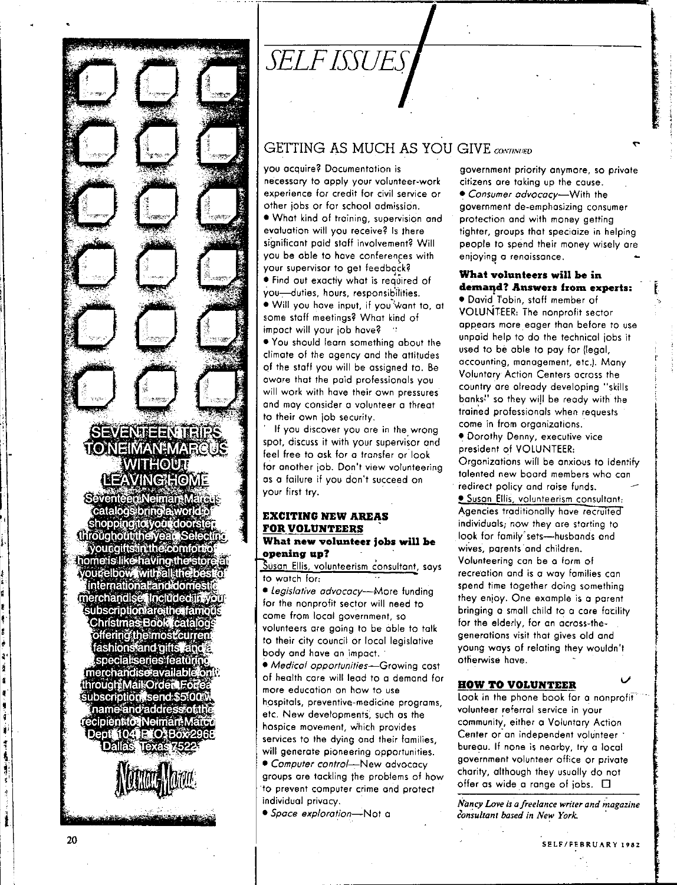# SELF ISSUES

## GETTING AS MUCH AS YOU GIVE *CONTINUED*

you acquire? Documentation is necessary to apply your volunteer-work experience for credit for civil service or other jobs or for school admission.

- What kind of training, supervision and evaluation will you receive? Is there significant paid staff involvement? Will you be able to have conferences with your supervisor to get feedback?
- Find out exactly what is required of you—duties, hours, responsibilities.
- Will you have input, if you want to, at some staff meetings? What kind of impact will your job have?
- You should learn something about the climate of the agency and the attitudes of the staff you will be assigned to. Be aware that the paid professionals you will work with have their own pressures and may consider a volunteer a threat to their own job security.

If you discover you are in the wrong spot, discuss it with your supervisor and feel free to ask for a transfer or look for another job. Don't view volunteering as a failure if you don't succeed on your first try.

### EXCITING NEW AREAS FOR VOLUNTEERS

**What new volunteer jobs will be opening up?**

Susan Ellis, volunteerism consultant, says to watch for:

- *Legislative advocacy*—More funding for the nonprofit sector will need to come from local government, so volunteers are going to be able to talk to their city council or local legislative body and have an impact.
- *Medical opportunities*—Growing cost of health care will lead to a demand for more education on how to use hospitals, preventive-medicine programs, etc. New developments, such as the hospice movement, which provides services to the dying and their families, will generate pioneering opportunities.
- *Computer control*—New advocacy groups are tackling the problems of how to prevent computer crime and protect individual privacy.
- *Space exploration*—Not a government priority anymore, so private citizens are taking up the cause.
- *Consumer advocacy*—With the government de-emphasizing consumer protection and with money getting tighter, groups that speciaize in helping people to spend their money wisely are enjoying a renaissance.

**What volunteers will be in demand? Answers from experts:**

- David Tobin, staff member of VOLUNTEER: The nonprofit sector appears more eager than before to use unpaid help to do the technical jobs it used to be able to pay for (legal, accounting, management, etc.). Many Voluntary Action Centers across the country are already developing "skills banks" so they will be ready with the trained professionals when requests come in from organizations.
- Dorothy Denny, executive vice president of VOLUNTEER: Organizations will be anxious to identify talented new board members who can redirect policy and raise funds.
- Susan Ellis, volunteerism consultant: Agencies traditionally have recruited individuals; now they are starting to look for family sets—husbands and wives, parents and children. Volunteering can be a form of recreation and is a way families can spend time together doing something they enjoy. One example is a parent bringing a small child to a care facility for the elderly, for an across-the-generations visit that gives old and young ways of relating they wouldn't otherwise have.

### HOW TO VOLUNTEER

Look in the phone book for a nonprofit volunteer referral service in your community, either a Voluntary Action Center or an independent volunteer bureau. If none is nearby, try a local government volunteer office or private charity, although they usually do not offer as wide a range of jobs. □

*Nancy Love is a freelance writer and magazine consultant based in New York.*

---

**SEVENTEEN TRIPS TO NEIMAN-MARCUS WITHOUT LEAVING HOME**

Seventeen Neiman-Marcus catalogs bring a world of shopping to your doorstep throughout the year. Selecting your gifts in the comfort of home is like having the store at your elbow with all the best of international and domestic merchandise. Included in your subscription are the famous Christmas Book catalogs offering the most current fashions and gifts, and a special series featuring merchandise available only through Mail Order. For a subscription send $5.00 w/ name and address of the recipient to: Neiman-Marcus Dept. 104, P.O. Box 2968 Dallas, Texas 7522

Neiman-Marcus